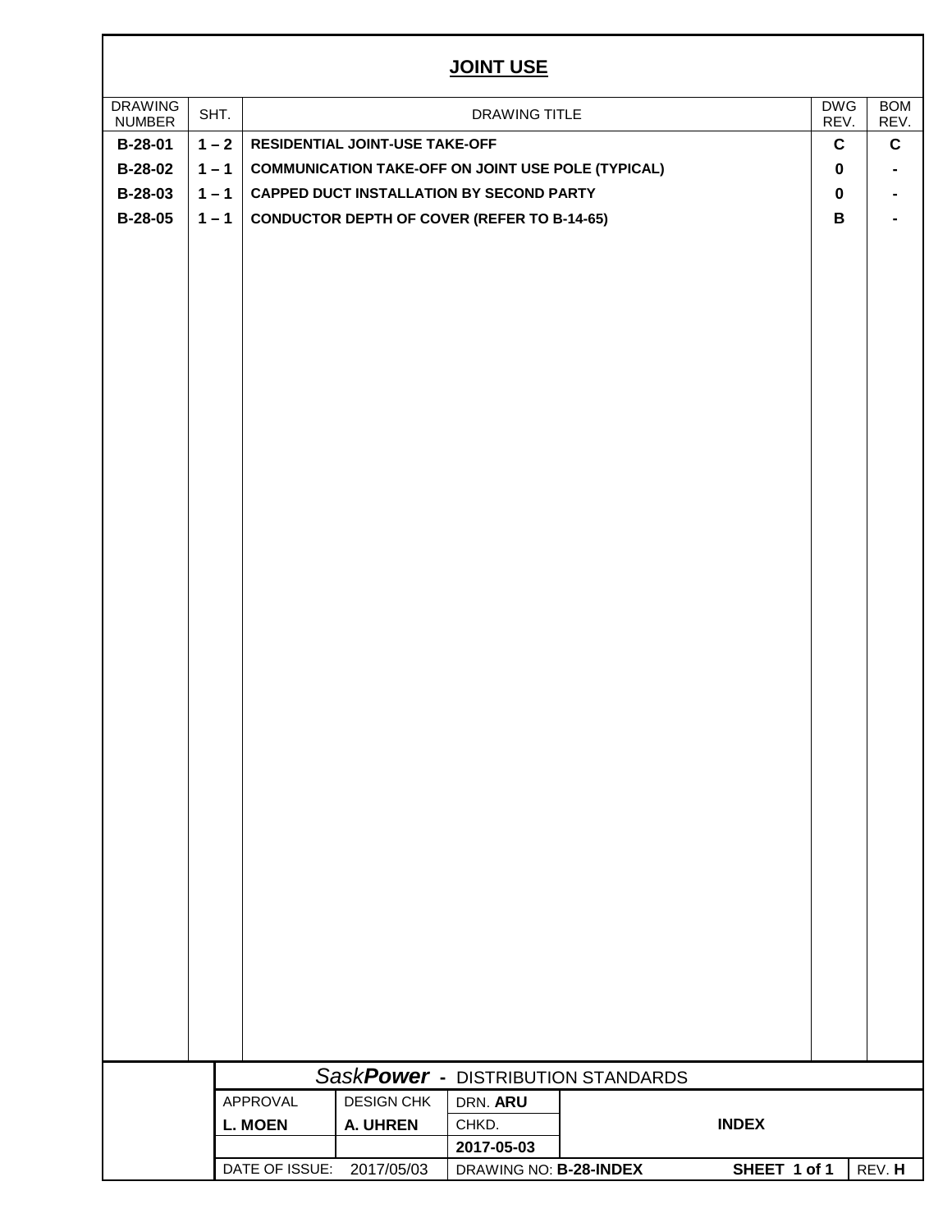# JOINT USE

| DRAWING NUMBER | SHT. | DRAWING TITLE | DWG REV. | BOM REV. |
|---|---|---|---|---|
| **B-28-01** | **1 – 2** | **RESIDENTIAL JOINT-USE TAKE-OFF** | **C** | **C** |
| **B-28-02** | **1 – 1** | **COMMUNICATION TAKE-OFF ON JOINT USE POLE (TYPICAL)** | **0** | **-** |
| **B-28-03** | **1 – 1** | **CAPPED DUCT INSTALLATION BY SECOND PARTY** | **0** | **-** |
| **B-28-05** | **1 – 1** | **CONDUCTOR DEPTH OF COVER (REFER TO B-14-65)** | **B** | **-** |

| *Sask**Power*** - DISTRIBUTION STANDARDS | | | |
|---|---|---|---|
| APPROVAL | DESIGN CHK | DRN. **ARU** | |
| **L. MOEN** | **A. UHREN** | CHKD. | **INDEX** |
| | | **2017-05-03** | |
| DATE OF ISSUE: 2017/05/03 | | DRAWING NO: **B-28-INDEX** | **SHEET 1 of 1** REV. **H** |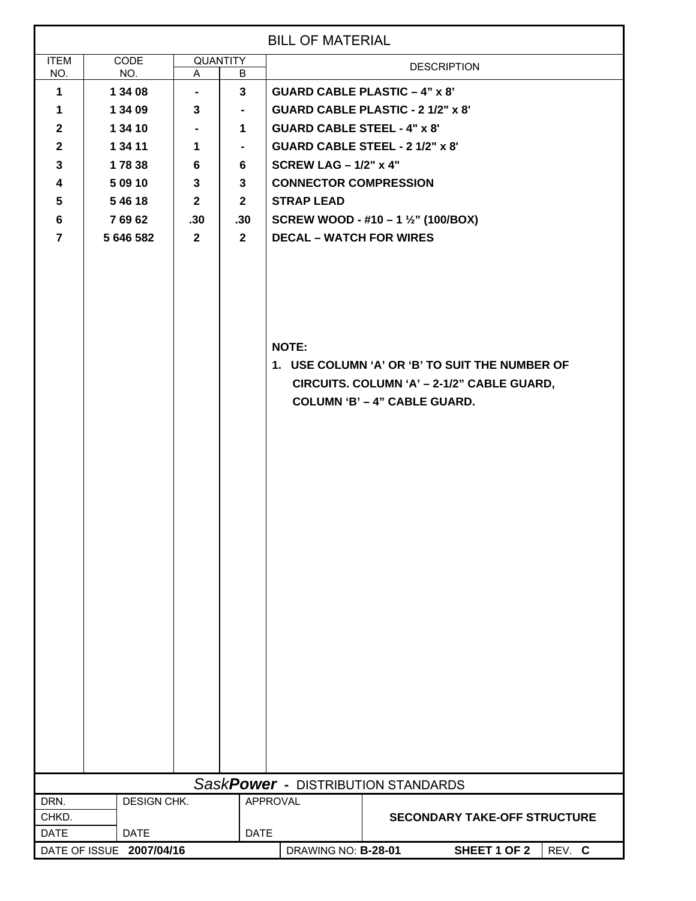# BILL OF MATERIAL

| ITEM NO. | CODE NO. | QUANTITY A | QUANTITY B | DESCRIPTION |
|---|---|---|---|---|
| **1** | **1 34 08** | **-** | **3** | **GUARD CABLE PLASTIC – 4" x 8'** |
| **1** | **1 34 09** | **3** | **-** | **GUARD CABLE PLASTIC - 2 1/2" x 8'** |
| **2** | **1 34 10** | **-** | **1** | **GUARD CABLE STEEL - 4" x 8'** |
| **2** | **1 34 11** | **1** | **-** | **GUARD CABLE STEEL - 2 1/2" x 8'** |
| **3** | **1 78 38** | **6** | **6** | **SCREW LAG – 1/2" x 4"** |
| **4** | **5 09 10** | **3** | **3** | **CONNECTOR COMPRESSION** |
| **5** | **5 46 18** | **2** | **2** | **STRAP LEAD** |
| **6** | **7 69 62** | **.30** | **.30** | **SCREW WOOD - #10 – 1 ½" (100/BOX)** |
| **7** | **5 646 582** | **2** | **2** | **DECAL – WATCH FOR WIRES** |

**NOTE:**

1. **USE COLUMN 'A' OR 'B' TO SUIT THE NUMBER OF CIRCUITS. COLUMN 'A' – 2-1/2" CABLE GUARD, COLUMN 'B' – 4" CABLE GUARD.**

*Sask***Power** - DISTRIBUTION STANDARDS

| DRN. | DESIGN CHK. | APPROVAL | |
|---|---|---|---|
| CHKD. | | | **SECONDARY TAKE-OFF STRUCTURE** |
| DATE | DATE | DATE | |
| DATE OF ISSUE **2007/04/16** | DRAWING NO: **B-28-01** | **SHEET 1 OF 2** | REV. **C** |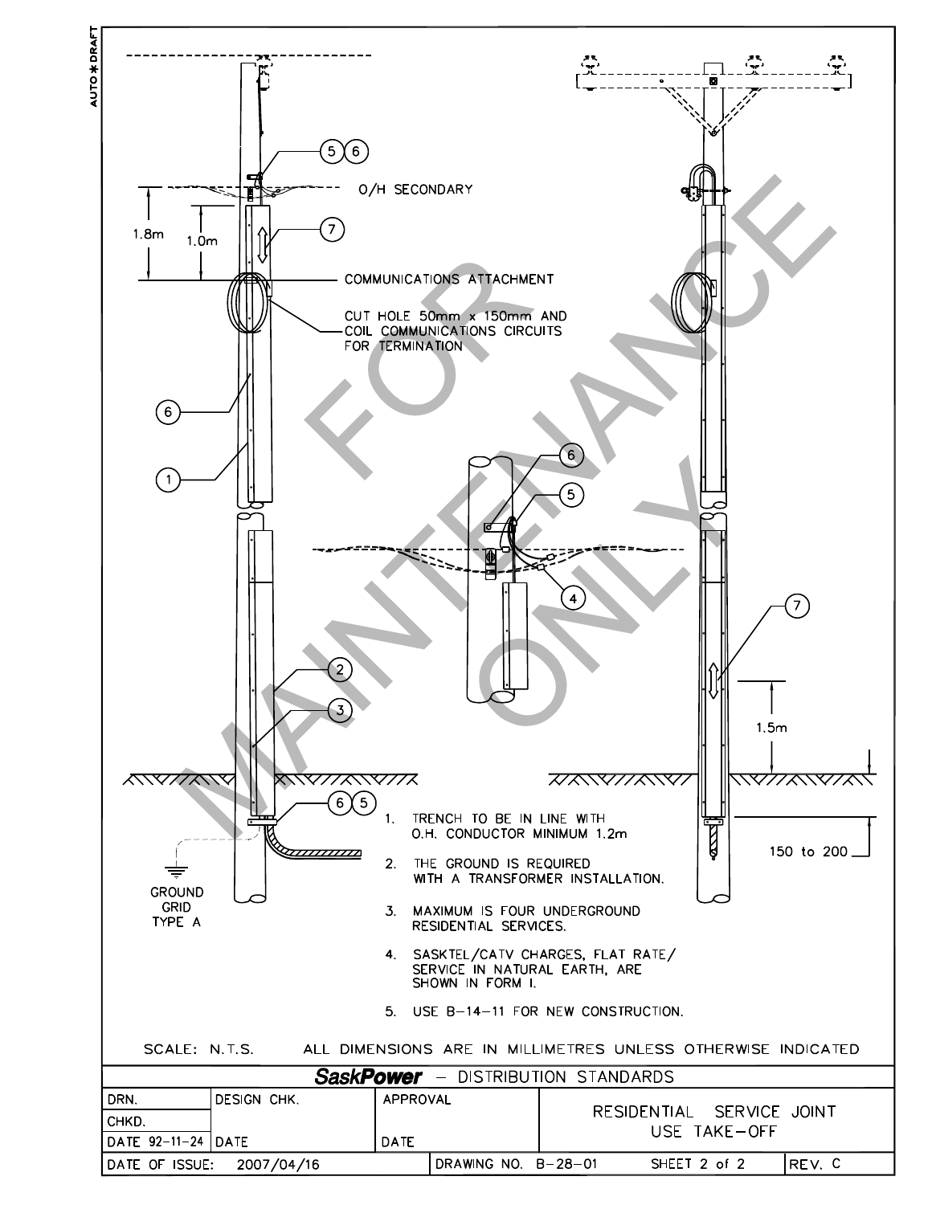AUTO✱DRAFT

O/H SECONDARY

1.8m

1.0m

COMMUNICATIONS ATTACHMENT

CUT HOLE 50mm x 150mm AND COIL COMMUNICATIONS CIRCUITS FOR TERMINATION

1.5m

150 to 200

GROUND GRID TYPE A

1. TRENCH TO BE IN LINE WITH O.H. CONDUCTOR MINIMUM 1.2m
2. THE GROUND IS REQUIRED WITH A TRANSFORMER INSTALLATION.
3. MAXIMUM IS FOUR UNDERGROUND RESIDENTIAL SERVICES.
4. SASKTEL/CATV CHARGES, FLAT RATE/ SERVICE IN NATURAL EARTH, ARE SHOWN IN FORM I.
5. USE B-14-11 FOR NEW CONSTRUCTION.

FOR MAINTENANCE ONLY

SCALE: N.T.S. ALL DIMENSIONS ARE IN MILLIMETRES UNLESS OTHERWISE INDICATED

| ***SaskPower*** - DISTRIBUTION STANDARDS | | | | | |
|---|---|---|---|---|---|
| DRN. | DESIGN CHK. | APPROVAL | | RESIDENTIAL SERVICE JOINT USE TAKE-OFF | |
| CHKD. | | | | | |
| DATE 92-11-24 | DATE | DATE | | | |
| DATE OF ISSUE: 2007/04/16 | | DRAWING NO. B-28-01 | | SHEET 2 of 2 | REV. C |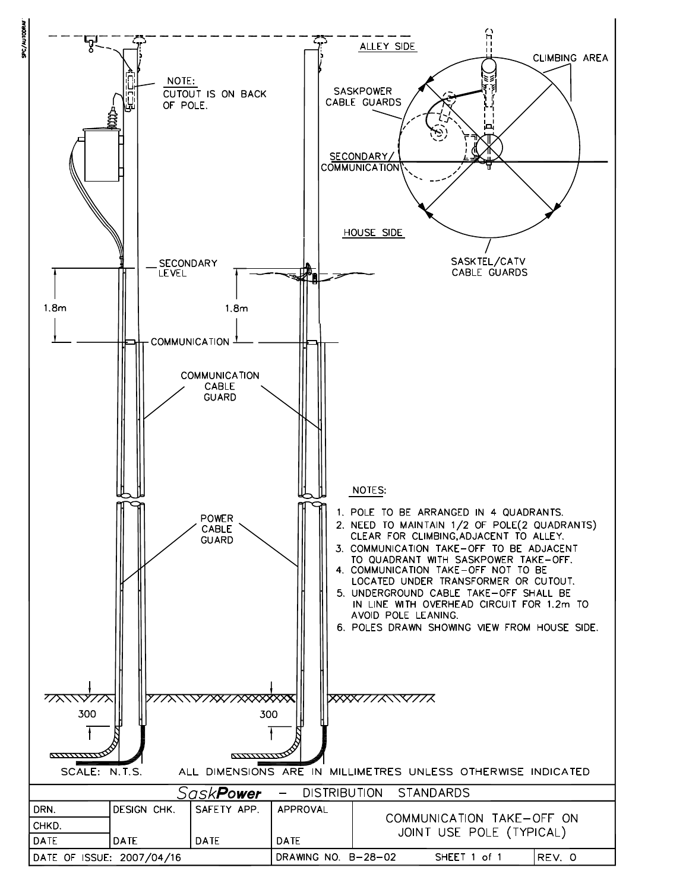NOTE:
CUTOUT IS ON BACK OF POLE.

ALLEY SIDE

CLIMBING AREA

SASKPOWER CABLE GUARDS

SECONDARY/ COMMUNICATION

HOUSE SIDE

SASKTEL/CATV CABLE GUARDS

SECONDARY LEVEL

1.8m

1.8m

COMMUNICATION

COMMUNICATION CABLE GUARD

POWER CABLE GUARD

300

300

NOTES:

1. POLE TO BE ARRANGED IN 4 QUADRANTS.
2. NEED TO MAINTAIN 1/2 OF POLE(2 QUADRANTS) CLEAR FOR CLIMBING,ADJACENT TO ALLEY.
3. COMMUNICATION TAKE-OFF TO BE ADJACENT TO QUADRANT WITH SASKPOWER TAKE-OFF.
4. COMMUNICATION TAKE-OFF NOT TO BE LOCATED UNDER TRANSFORMER OR CUTOUT.
5. UNDERGROUND CABLE TAKE-OFF SHALL BE IN LINE WITH OVERHEAD CIRCUIT FOR 1.2m TO AVOID POLE LEANING.
6. POLES DRAWN SHOWING VIEW FROM HOUSE SIDE.

SCALE: N.T.S. ALL DIMENSIONS ARE IN MILLIMETRES UNLESS OTHERWISE INDICATED

| SaskPower – DISTRIBUTION STANDARDS | | | | | | |
|---|---|---|---|---|---|---|
| DRN. | DESIGN CHK. | SAFETY APP. | APPROVAL | COMMUNICATION TAKE-OFF ON JOINT USE POLE (TYPICAL) | | |
| CHKD. | | | | | | |
| DATE | DATE | DATE | DATE | | | |
| DATE OF ISSUE: 2007/04/16 | | | DRAWING NO. B-28-02 | SHEET 1 of 1 | | REV. 0 |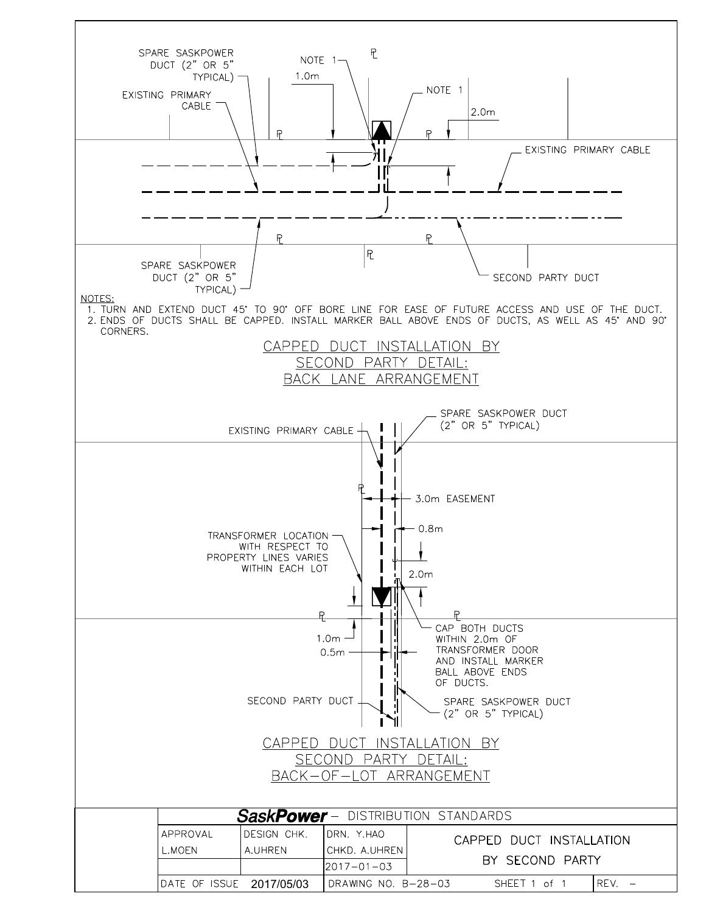SPARE SASKPOWER DUCT (2" OR 5" TYPICAL)

EXISTING PRIMARY CABLE

NOTE 1

1.0m

℄

NOTE 1

2.0m

℄

℄

EXISTING PRIMARY CABLE

℄

℄

℄

SPARE SASKPOWER DUCT (2" OR 5" TYPICAL)

SECOND PARTY DUCT

NOTES:

1. TURN AND EXTEND DUCT 45° TO 90° OFF BORE LINE FOR EASE OF FUTURE ACCESS AND USE OF THE DUCT.
2. ENDS OF DUCTS SHALL BE CAPPED. INSTALL MARKER BALL ABOVE ENDS OF DUCTS, AS WELL AS 45° AND 90° CORNERS.

## CAPPED DUCT INSTALLATION BY SECOND PARTY DETAIL: BACK LANE ARRANGEMENT

EXISTING PRIMARY CABLE

SPARE SASKPOWER DUCT (2" OR 5" TYPICAL)

℄

3.0m EASEMENT

0.8m

TRANSFORMER LOCATION WITH RESPECT TO PROPERTY LINES VARIES WITHIN EACH LOT

2.0m

℄

℄

1.0m

0.5m

CAP BOTH DUCTS WITHIN 2.0m OF TRANSFORMER DOOR AND INSTALL MARKER BALL ABOVE ENDS OF DUCTS.

SECOND PARTY DUCT

SPARE SASKPOWER DUCT (2" OR 5" TYPICAL)

## CAPPED DUCT INSTALLATION BY SECOND PARTY DETAIL: BACK-OF-LOT ARRANGEMENT

| | | | |
|---|---|---|---|
| **SaskPower** – DISTRIBUTION STANDARDS | | | |
| APPROVAL | DESIGN CHK. | DRN. Y.HAO | CAPPED DUCT INSTALLATION BY SECOND PARTY |
| L.MOEN | A.UHREN | CHKD. A.UHREN | |
| | | 2017-01-03 | |
| DATE OF ISSUE | 2017/05/03 | DRAWING NO. B-28-03 | SHEET 1 of 1 — REV. – |